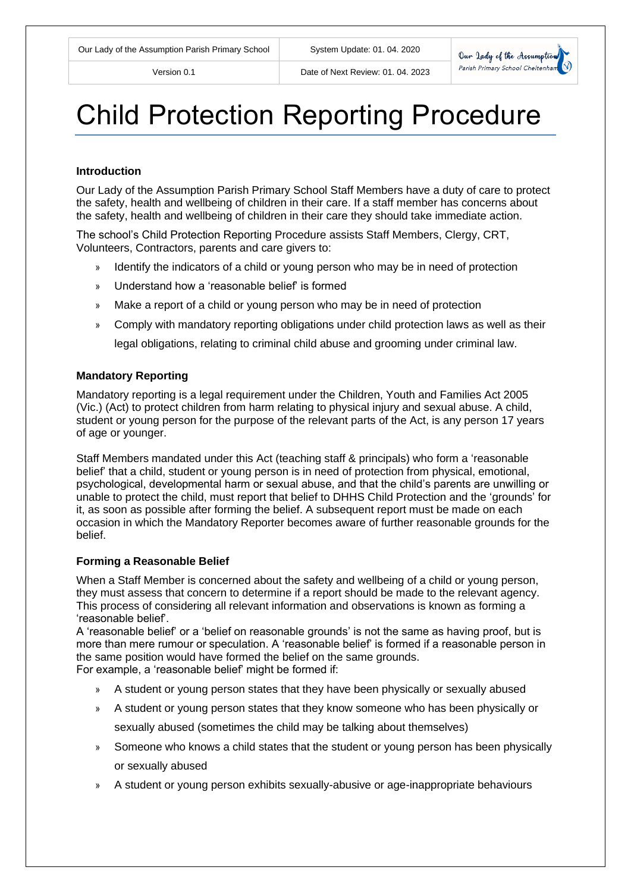# Child Protection Reporting Procedure

### Introduction

Our Lady of the Assumption Parish Primary School Staff Members have a duty of care to protect the safety, health and wellbeing of children in their care. If a staff member has concerns about the safety, health and wellbeing of children in their care they should take immediate action.

The school's Child Protection Reporting Procedure assists Staff Members, Clergy, CRT, Volunteers, Contractors, parents and care givers to:

- Identify the indicators of a child or young person who may be in need of protection
- Understand how a 'reasonable belief' is formed
- Make a report of a child or young person who may be in need of protection
- Comply with mandatory reporting obligations under child protection laws as well as their legal obligations, relating to criminal child abuse and grooming under criminal law.

### Mandatory Reporting

Mandatory reporting is a legal requirement under the Children, Youth and Families Act 2005 (Vic.) (Act) to protect children from harm relating to physical injury and sexual abuse. A child, student or young person for the purpose of the relevant parts of the Act, is any person 17 years of age or younger.

Staff Members mandated under this Act (teaching staff & principals) who form a 'reasonable belief' that a child, student or young person is in need of protection from physical, emotional, psychological, developmental harm or sexual abuse, and that the child's parents are unwilling or unable to protect the child, must report that belief to DHHS Child Protection and the 'grounds' for it, as soon as possible after forming the belief. A subsequent report must be made on each occasion in which the Mandatory Reporter becomes aware of further reasonable grounds for the belief.

### Forming a Reasonable Belief

When a Staff Member is concerned about the safety and wellbeing of a child or young person, they must assess that concern to determine if a report should be made to the relevant agency. This process of considering all relevant information and observations is known as forming a 'reasonable belief'.
A 'reasonable belief' or a 'belief on reasonable grounds' is not the same as having proof, but is more than mere rumour or speculation. A 'reasonable belief' is formed if a reasonable person in the same position would have formed the belief on the same grounds.
For example, a 'reasonable belief' might be formed if:

- A student or young person states that they have been physically or sexually abused
- A student or young person states that they know someone who has been physically or sexually abused (sometimes the child may be talking about themselves)
- Someone who knows a child states that the student or young person has been physically or sexually abused
- A student or young person exhibits sexually-abusive or age-inappropriate behaviours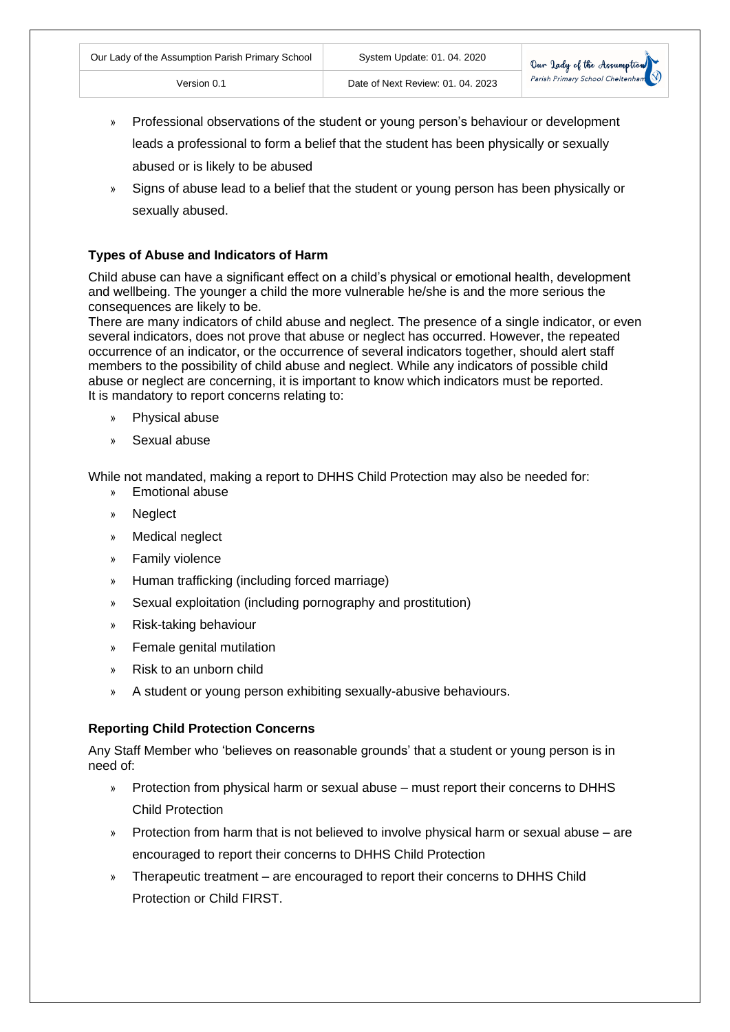- Professional observations of the student or young person's behaviour or development leads a professional to form a belief that the student has been physically or sexually abused or is likely to be abused
- Signs of abuse lead to a belief that the student or young person has been physically or sexually abused.

**Types of Abuse and Indicators of Harm**

Child abuse can have a significant effect on a child's physical or emotional health, development and wellbeing. The younger a child the more vulnerable he/she is and the more serious the consequences are likely to be.

There are many indicators of child abuse and neglect. The presence of a single indicator, or even several indicators, does not prove that abuse or neglect has occurred. However, the repeated occurrence of an indicator, or the occurrence of several indicators together, should alert staff members to the possibility of child abuse and neglect. While any indicators of possible child abuse or neglect are concerning, it is important to know which indicators must be reported.

It is mandatory to report concerns relating to:

- Physical abuse
- Sexual abuse

While not mandated, making a report to DHHS Child Protection may also be needed for:

- Emotional abuse
- Neglect
- Medical neglect
- Family violence
- Human trafficking (including forced marriage)
- Sexual exploitation (including pornography and prostitution)
- Risk-taking behaviour
- Female genital mutilation
- Risk to an unborn child
- A student or young person exhibiting sexually-abusive behaviours.

**Reporting Child Protection Concerns**

Any Staff Member who 'believes on reasonable grounds' that a student or young person is in need of:

- Protection from physical harm or sexual abuse – must report their concerns to DHHS Child Protection
- Protection from harm that is not believed to involve physical harm or sexual abuse – are encouraged to report their concerns to DHHS Child Protection
- Therapeutic treatment – are encouraged to report their concerns to DHHS Child Protection or Child FIRST.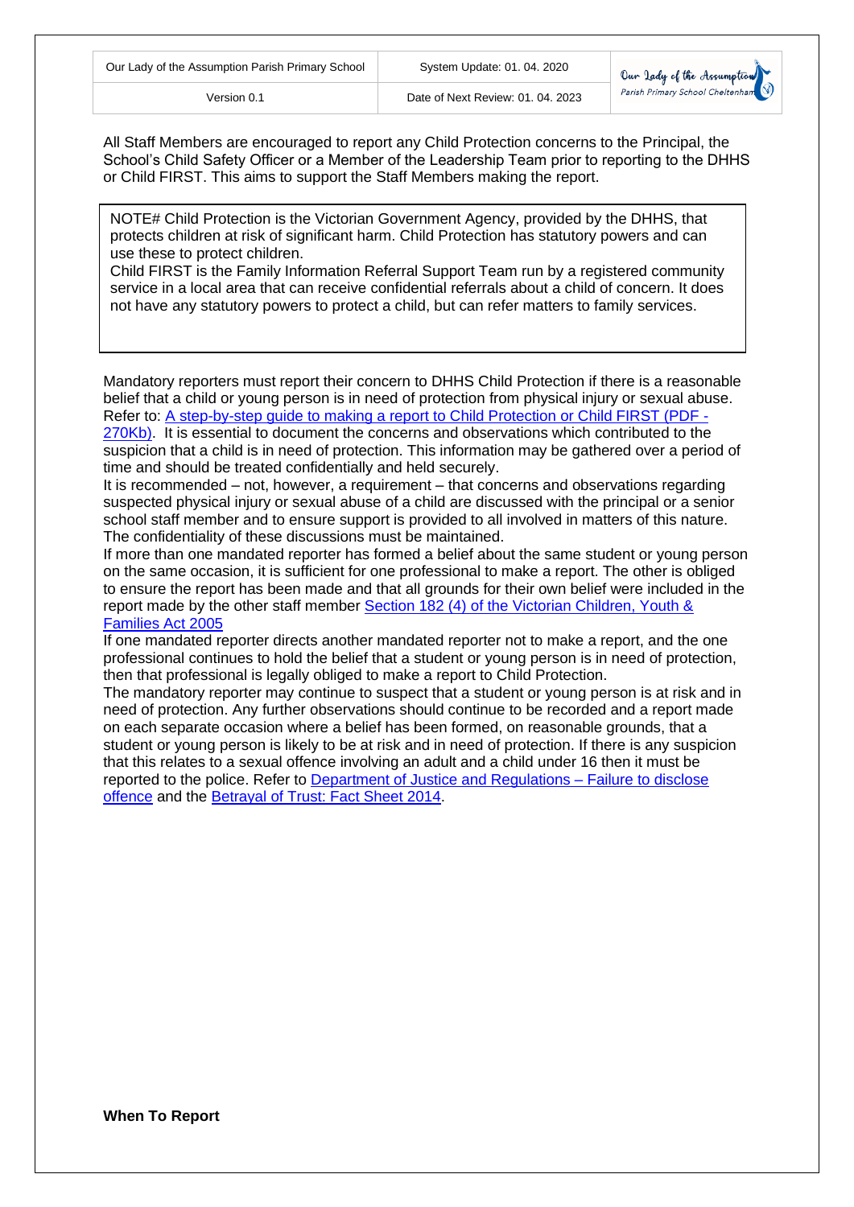All Staff Members are encouraged to report any Child Protection concerns to the Principal, the School's Child Safety Officer or a Member of the Leadership Team prior to reporting to the DHHS or Child FIRST. This aims to support the Staff Members making the report.

> NOTE# Child Protection is the Victorian Government Agency, provided by the DHHS, that protects children at risk of significant harm. Child Protection has statutory powers and can use these to protect children.
> Child FIRST is the Family Information Referral Support Team run by a registered community service in a local area that can receive confidential referrals about a child of concern. It does not have any statutory powers to protect a child, but can refer matters to family services.

Mandatory reporters must report their concern to DHHS Child Protection if there is a reasonable belief that a child or young person is in need of protection from physical injury or sexual abuse. Refer to: A step-by-step guide to making a report to Child Protection or Child FIRST (PDF - 270Kb). It is essential to document the concerns and observations which contributed to the suspicion that a child is in need of protection. This information may be gathered over a period of time and should be treated confidentially and held securely.

It is recommended – not, however, a requirement – that concerns and observations regarding suspected physical injury or sexual abuse of a child are discussed with the principal or a senior school staff member and to ensure support is provided to all involved in matters of this nature. The confidentiality of these discussions must be maintained.

If more than one mandated reporter has formed a belief about the same student or young person on the same occasion, it is sufficient for one professional to make a report. The other is obliged to ensure the report has been made and that all grounds for their own belief were included in the report made by the other staff member Section 182 (4) of the Victorian Children, Youth & Families Act 2005

If one mandated reporter directs another mandated reporter not to make a report, and the one professional continues to hold the belief that a student or young person is in need of protection, then that professional is legally obliged to make a report to Child Protection.

The mandatory reporter may continue to suspect that a student or young person is at risk and in need of protection. Any further observations should continue to be recorded and a report made on each separate occasion where a belief has been formed, on reasonable grounds, that a student or young person is likely to be at risk and in need of protection. If there is any suspicion that this relates to a sexual offence involving an adult and a child under 16 then it must be reported to the police. Refer to Department of Justice and Regulations – Failure to disclose offence and the Betrayal of Trust: Fact Sheet 2014.

**When To Report**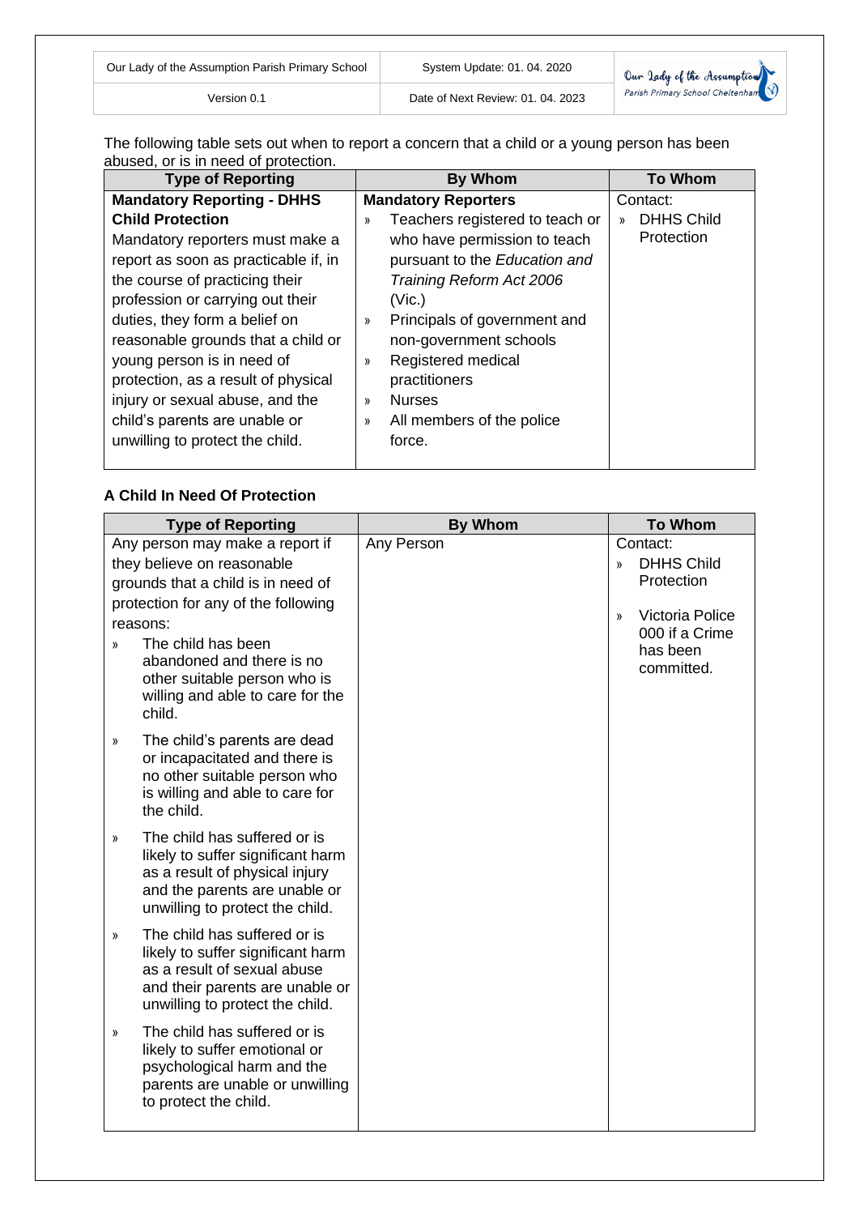The following table sets out when to report a concern that a child or a young person has been abused, or is in need of protection.

| Type of Reporting | By Whom | To Whom |
|---|---|---|
| **Mandatory Reporting - DHHS Child Protection**<br>Mandatory reporters must make a report as soon as practicable if, in the course of practicing their profession or carrying out their duties, they form a belief on reasonable grounds that a child or young person is in need of protection, as a result of physical injury or sexual abuse, and the child's parents are unable or unwilling to protect the child. | **Mandatory Reporters**<br>» Teachers registered to teach or who have permission to teach pursuant to the *Education and Training Reform Act 2006* (Vic.)<br>» Principals of government and non-government schools<br>» Registered medical practitioners<br>» Nurses<br>» All members of the police force. | Contact:<br>» DHHS Child Protection |

**A Child In Need Of Protection**

| Type of Reporting | By Whom | To Whom |
|---|---|---|
| Any person may make a report if they believe on reasonable grounds that a child is in need of protection for any of the following reasons:<br>» The child has been abandoned and there is no other suitable person who is willing and able to care for the child.<br>» The child's parents are dead or incapacitated and there is no other suitable person who is willing and able to care for the child.<br>» The child has suffered or is likely to suffer significant harm as a result of physical injury and the parents are unable or unwilling to protect the child.<br>» The child has suffered or is likely to suffer significant harm as a result of sexual abuse and their parents are unable or unwilling to protect the child.<br>» The child has suffered or is likely to suffer emotional or psychological harm and the parents are unable or unwilling to protect the child. | Any Person | Contact:<br>» DHHS Child Protection<br>» Victoria Police 000 if a Crime has been committed. |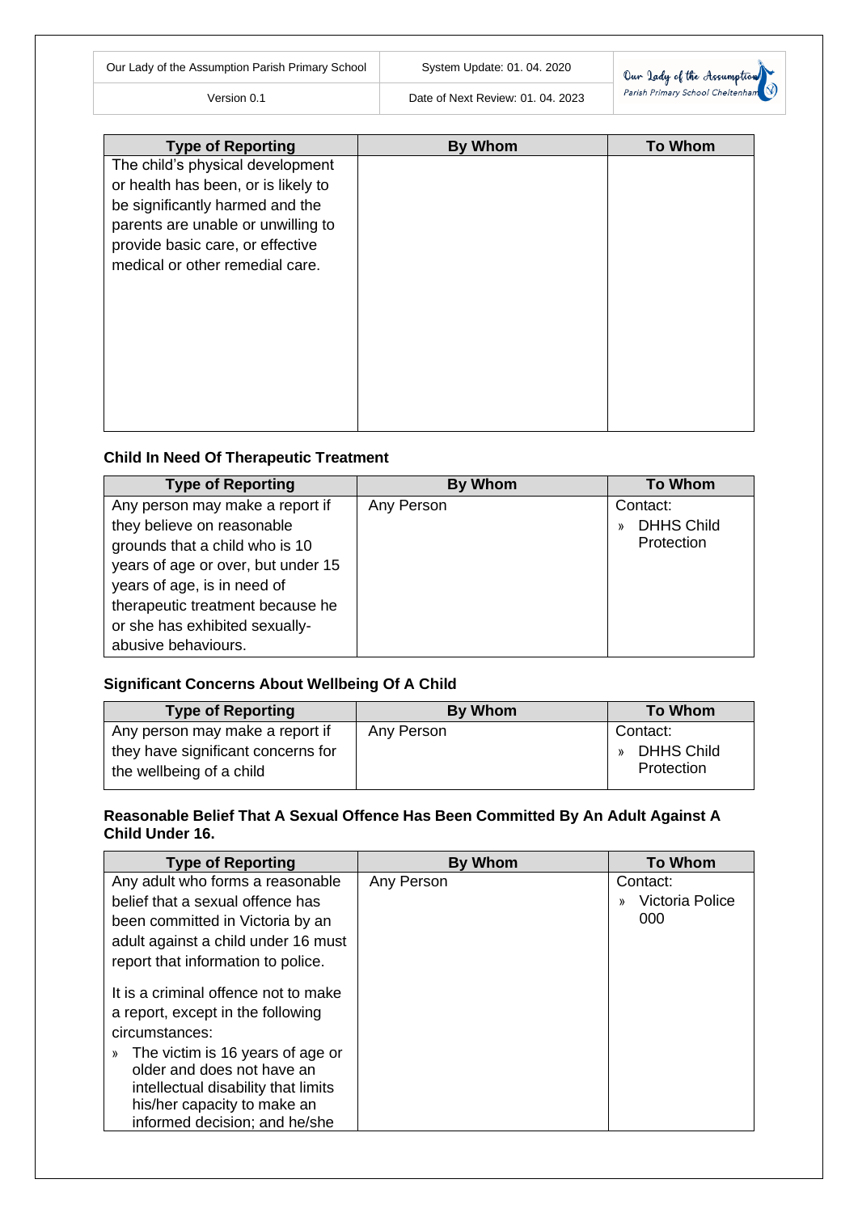| Type of Reporting | By Whom | To Whom |
| --- | --- | --- |
| The child's physical development or health has been, or is likely to be significantly harmed and the parents are unable or unwilling to provide basic care, or effective medical or other remedial care. | | |

**Child In Need Of Therapeutic Treatment**

| Type of Reporting | By Whom | To Whom |
| --- | --- | --- |
| Any person may make a report if they believe on reasonable grounds that a child who is 10 years of age or over, but under 15 years of age, is in need of therapeutic treatment because he or she has exhibited sexually-abusive behaviours. | Any Person | Contact:<br>» DHHS Child Protection |

**Significant Concerns About Wellbeing Of A Child**

| Type of Reporting | By Whom | To Whom |
| --- | --- | --- |
| Any person may make a report if they have significant concerns for the wellbeing of a child | Any Person | Contact:<br>» DHHS Child Protection |

**Reasonable Belief That A Sexual Offence Has Been Committed By An Adult Against A Child Under 16.**

| Type of Reporting | By Whom | To Whom |
| --- | --- | --- |
| Any adult who forms a reasonable belief that a sexual offence has been committed in Victoria by an adult against a child under 16 must report that information to police.<br><br>It is a criminal offence not to make a report, except in the following circumstances:<br>» The victim is 16 years of age or older and does not have an intellectual disability that limits his/her capacity to make an informed decision; and he/she | Any Person | Contact:<br>» Victoria Police 000 |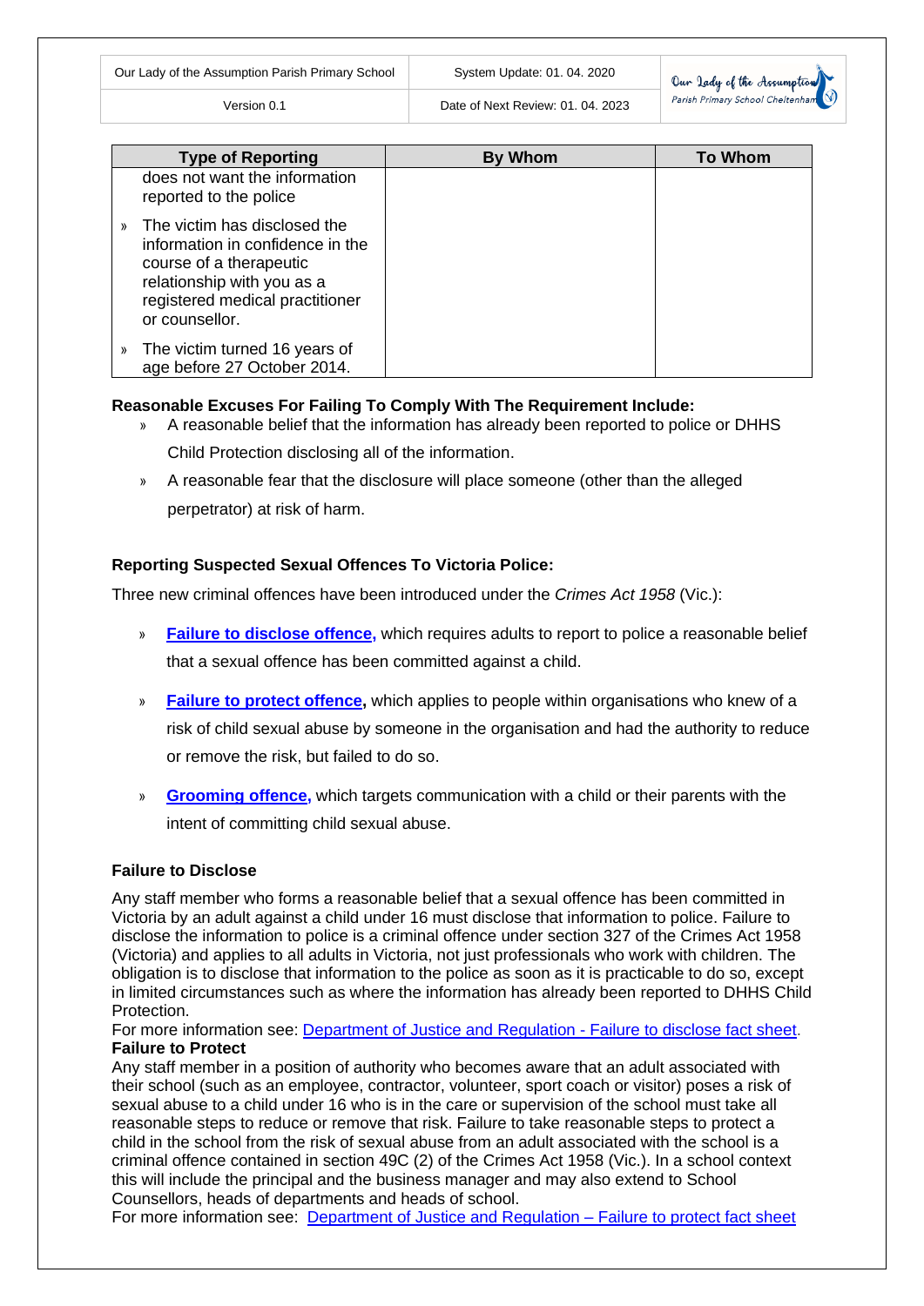| Type of Reporting | By Whom | To Whom |
|---|---|---|
| does not want the information reported to the police<br>» The victim has disclosed the information in confidence in the course of a therapeutic relationship with you as a registered medical practitioner or counsellor.<br>» The victim turned 16 years of age before 27 October 2014. | | |

**Reasonable Excuses For Failing To Comply With The Requirement Include:**

» A reasonable belief that the information has already been reported to police or DHHS Child Protection disclosing all of the information.

» A reasonable fear that the disclosure will place someone (other than the alleged perpetrator) at risk of harm.

**Reporting Suspected Sexual Offences To Victoria Police:**

Three new criminal offences have been introduced under the *Crimes Act 1958* (Vic.):

» **Failure to disclose offence,** which requires adults to report to police a reasonable belief that a sexual offence has been committed against a child.

» **Failure to protect offence,** which applies to people within organisations who knew of a risk of child sexual abuse by someone in the organisation and had the authority to reduce or remove the risk, but failed to do so.

» **Grooming offence,** which targets communication with a child or their parents with the intent of committing child sexual abuse.

**Failure to Disclose**

Any staff member who forms a reasonable belief that a sexual offence has been committed in Victoria by an adult against a child under 16 must disclose that information to police. Failure to disclose the information to police is a criminal offence under section 327 of the Crimes Act 1958 (Victoria) and applies to all adults in Victoria, not just professionals who work with children. The obligation is to disclose that information to the police as soon as it is practicable to do so, except in limited circumstances such as where the information has already been reported to DHHS Child Protection.

For more information see: Department of Justice and Regulation - Failure to disclose fact sheet.

**Failure to Protect**

Any staff member in a position of authority who becomes aware that an adult associated with their school (such as an employee, contractor, volunteer, sport coach or visitor) poses a risk of sexual abuse to a child under 16 who is in the care or supervision of the school must take all reasonable steps to reduce or remove that risk. Failure to take reasonable steps to protect a child in the school from the risk of sexual abuse from an adult associated with the school is a criminal offence contained in section 49C (2) of the Crimes Act 1958 (Vic.). In a school context this will include the principal and the business manager and may also extend to School Counsellors, heads of departments and heads of school.

For more information see: Department of Justice and Regulation – Failure to protect fact sheet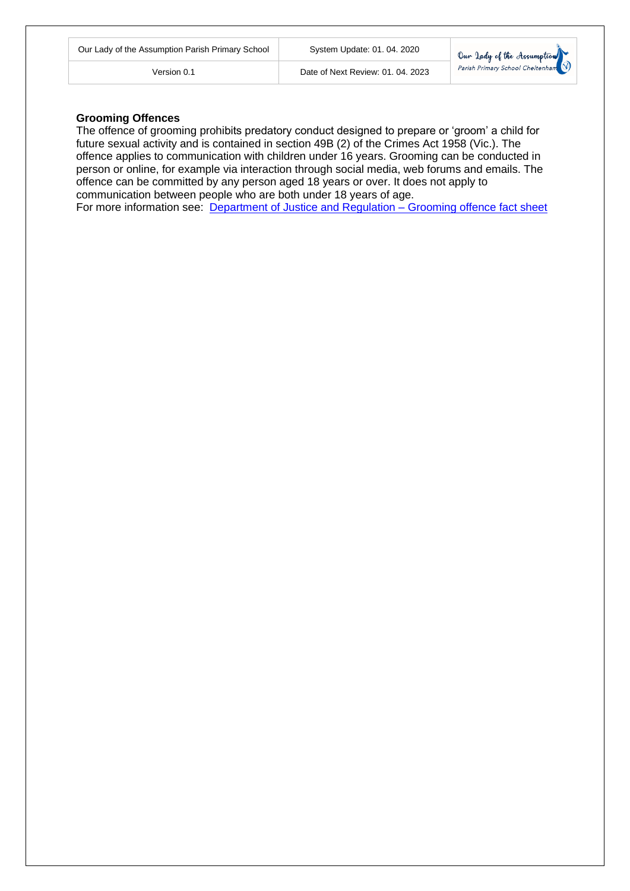**Grooming Offences**

The offence of grooming prohibits predatory conduct designed to prepare or 'groom' a child for future sexual activity and is contained in section 49B (2) of the Crimes Act 1958 (Vic.). The offence applies to communication with children under 16 years. Grooming can be conducted in person or online, for example via interaction through social media, web forums and emails. The offence can be committed by any person aged 18 years or over. It does not apply to communication between people who are both under 18 years of age.

For more information see: Department of Justice and Regulation – Grooming offence fact sheet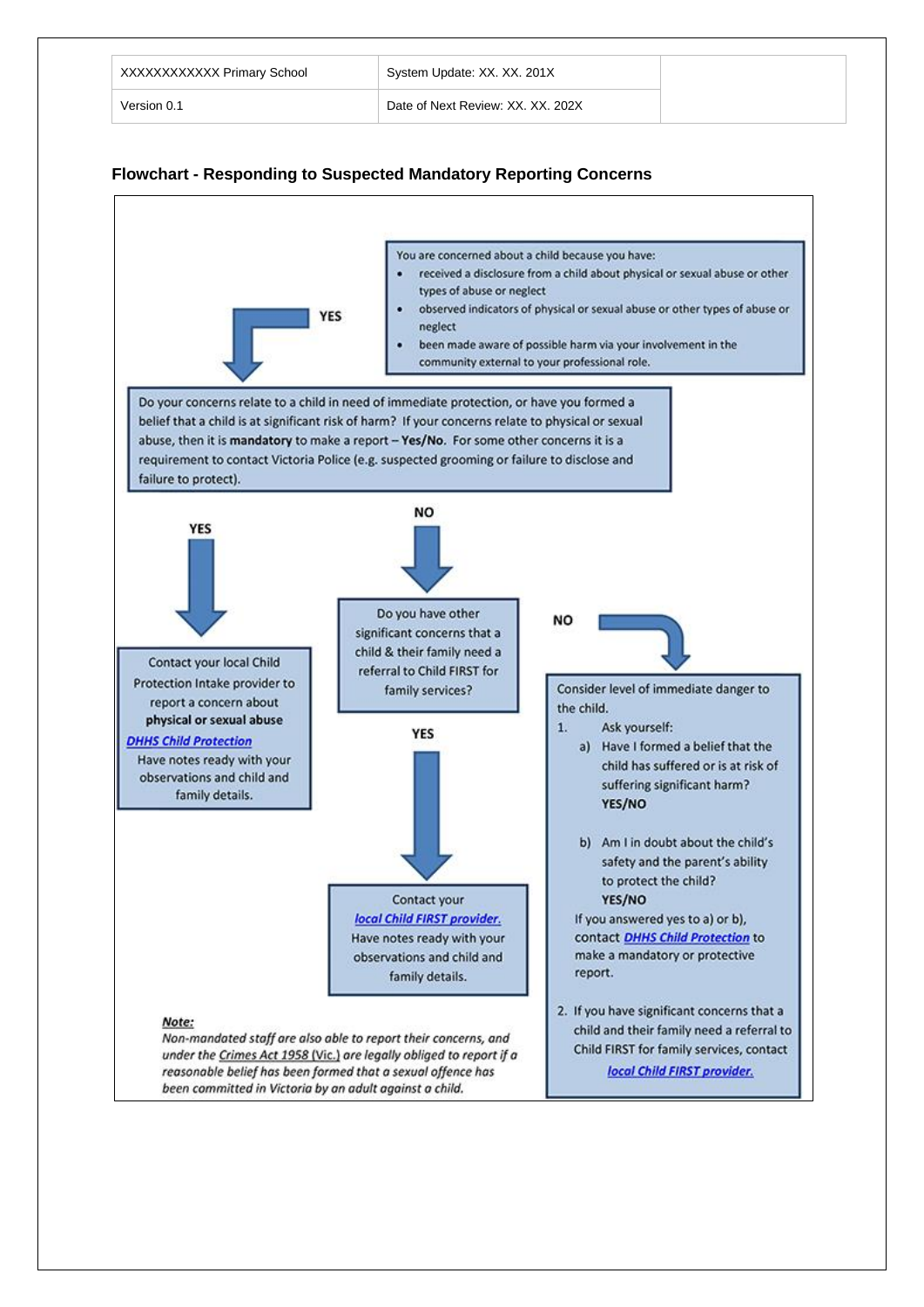| XXXXXXXXXXXX Primary School | System Update: XX. XX. 201X | |
|---|---|---|
| Version 0.1 | Date of Next Review: XX. XX. 202X | |

## Flowchart - Responding to Suspected Mandatory Reporting Concerns

You are concerned about a child because you have:

- received a disclosure from a child about physical or sexual abuse or other types of abuse or neglect
- observed indicators of physical or sexual abuse or other types of abuse or neglect
- been made aware of possible harm via your involvement in the community external to your professional role.

YES

Do your concerns relate to a child in need of immediate protection, or have you formed a belief that a child is at significant risk of harm? If your concerns relate to physical or sexual abuse, then it is **mandatory** to make a report – **Yes/No**. For some other concerns it is a requirement to contact Victoria Police (e.g. suspected grooming or failure to disclose and failure to protect).

**YES**

Contact your local Child Protection Intake provider to report a concern about **physical or sexual abuse**

DHHS Child Protection

Have notes ready with your observations and child and family details.

**NO**

Do you have other significant concerns that a child & their family need a referral to Child FIRST for family services?

**YES**

Contact your local Child FIRST provider.

Have notes ready with your observations and child and family details.

**NO**

Consider level of immediate danger to the child.

1. Ask yourself:
   a) Have I formed a belief that the child has suffered or is at risk of suffering significant harm?
   **YES/NO**

   b) Am I in doubt about the child's safety and the parent's ability to protect the child?
   **YES/NO**

   If you answered yes to a) or b), contact DHHS Child Protection to make a mandatory or protective report.

2. If you have significant concerns that a child and their family need a referral to Child FIRST for family services, contact local Child FIRST provider.

***Note:***

*Non-mandated staff are also able to report their concerns, and under the Crimes Act 1958 (Vic.) are legally obliged to report if a reasonable belief has been formed that a sexual offence has been committed in Victoria by an adult against a child.*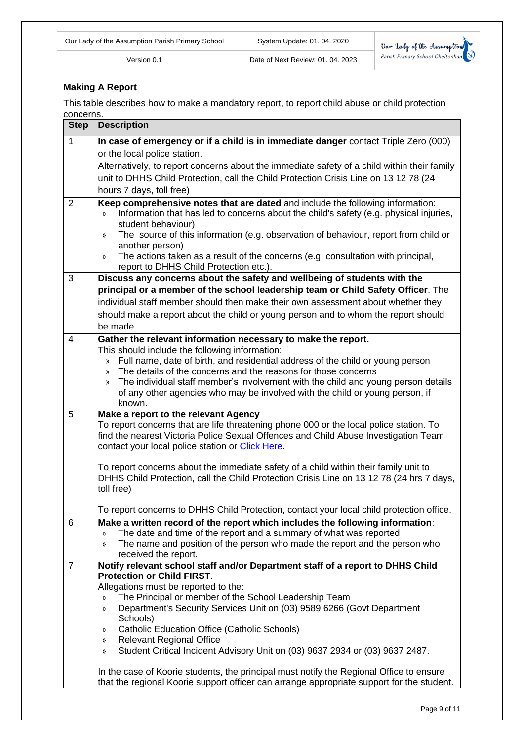## Making A Report

This table describes how to make a mandatory report, to report child abuse or child protection concerns.

| Step | Description |
|---|---|
| 1 | **In case of emergency or if a child is in immediate danger** contact Triple Zero (000) or the local police station.<br>Alternatively, to report concerns about the immediate safety of a child within their family unit to DHHS Child Protection, call the Child Protection Crisis Line on 13 12 78 (24 hours 7 days, toll free) |
| 2 | **Keep comprehensive notes that are dated** and include the following information:<br>» Information that has led to concerns about the child's safety (e.g. physical injuries, student behaviour)<br>» The source of this information (e.g. observation of behaviour, report from child or another person)<br>» The actions taken as a result of the concerns (e.g. consultation with principal, report to DHHS Child Protection etc.). |
| 3 | **Discuss any concerns about the safety and wellbeing of students with the principal or a member of the school leadership team or Child Safety Officer**. The individual staff member should then make their own assessment about whether they should make a report about the child or young person and to whom the report should be made. |
| 4 | **Gather the relevant information necessary to make the report.**<br>This should include the following information:<br>» Full name, date of birth, and residential address of the child or young person<br>» The details of the concerns and the reasons for those concerns<br>» The individual staff member's involvement with the child and young person details of any other agencies who may be involved with the child or young person, if known. |
| 5 | **Make a report to the relevant Agency**<br>To report concerns that are life threatening phone 000 or the local police station. To find the nearest Victoria Police Sexual Offences and Child Abuse Investigation Team contact your local police station or Click Here.<br><br>To report concerns about the immediate safety of a child within their family unit to DHHS Child Protection, call the Child Protection Crisis Line on 13 12 78 (24 hrs 7 days, toll free)<br><br>To report concerns to DHHS Child Protection, contact your local child protection office. |
| 6 | **Make a written record of the report which includes the following information**:<br>» The date and time of the report and a summary of what was reported<br>» The name and position of the person who made the report and the person who received the report. |
| 7 | **Notify relevant school staff and/or Department staff of a report to DHHS Child Protection or Child FIRST**.<br>Allegations must be reported to the:<br>» The Principal or member of the School Leadership Team<br>» Department's Security Services Unit on (03) 9589 6266 (Govt Department Schools)<br>» Catholic Education Office (Catholic Schools)<br>» Relevant Regional Office<br>» Student Critical Incident Advisory Unit on (03) 9637 2934 or (03) 9637 2487.<br><br>In the case of Koorie students, the principal must notify the Regional Office to ensure that the regional Koorie support officer can arrange appropriate support for the student. |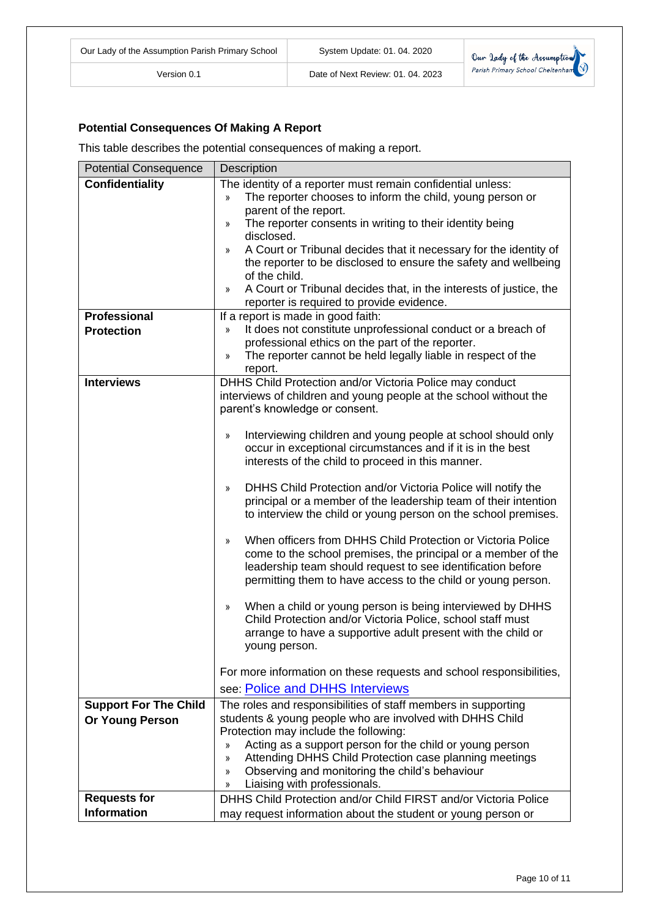## Potential Consequences Of Making A Report

This table describes the potential consequences of making a report.

| Potential Consequence | Description |
|---|---|
| **Confidentiality** | The identity of a reporter must remain confidential unless:<br>» The reporter chooses to inform the child, young person or parent of the report.<br>» The reporter consents in writing to their identity being disclosed.<br>» A Court or Tribunal decides that it necessary for the identity of the reporter to be disclosed to ensure the safety and wellbeing of the child.<br>» A Court or Tribunal decides that, in the interests of justice, the reporter is required to provide evidence. |
| **Professional Protection** | If a report is made in good faith:<br>» It does not constitute unprofessional conduct or a breach of professional ethics on the part of the reporter.<br>» The reporter cannot be held legally liable in respect of the report. |
| **Interviews** | DHHS Child Protection and/or Victoria Police may conduct interviews of children and young people at the school without the parent's knowledge or consent.<br><br>» Interviewing children and young people at school should only occur in exceptional circumstances and if it is in the best interests of the child to proceed in this manner.<br><br>» DHHS Child Protection and/or Victoria Police will notify the principal or a member of the leadership team of their intention to interview the child or young person on the school premises.<br><br>» When officers from DHHS Child Protection or Victoria Police come to the school premises, the principal or a member of the leadership team should request to see identification before permitting them to have access to the child or young person.<br><br>» When a child or young person is being interviewed by DHHS Child Protection and/or Victoria Police, school staff must arrange to have a supportive adult present with the child or young person.<br><br>For more information on these requests and school responsibilities, see: Police and DHHS Interviews |
| **Support For The Child Or Young Person** | The roles and responsibilities of staff members in supporting students & young people who are involved with DHHS Child Protection may include the following:<br>» Acting as a support person for the child or young person<br>» Attending DHHS Child Protection case planning meetings<br>» Observing and monitoring the child's behaviour<br>» Liaising with professionals. |
| **Requests for Information** | DHHS Child Protection and/or Child FIRST and/or Victoria Police may request information about the student or young person or |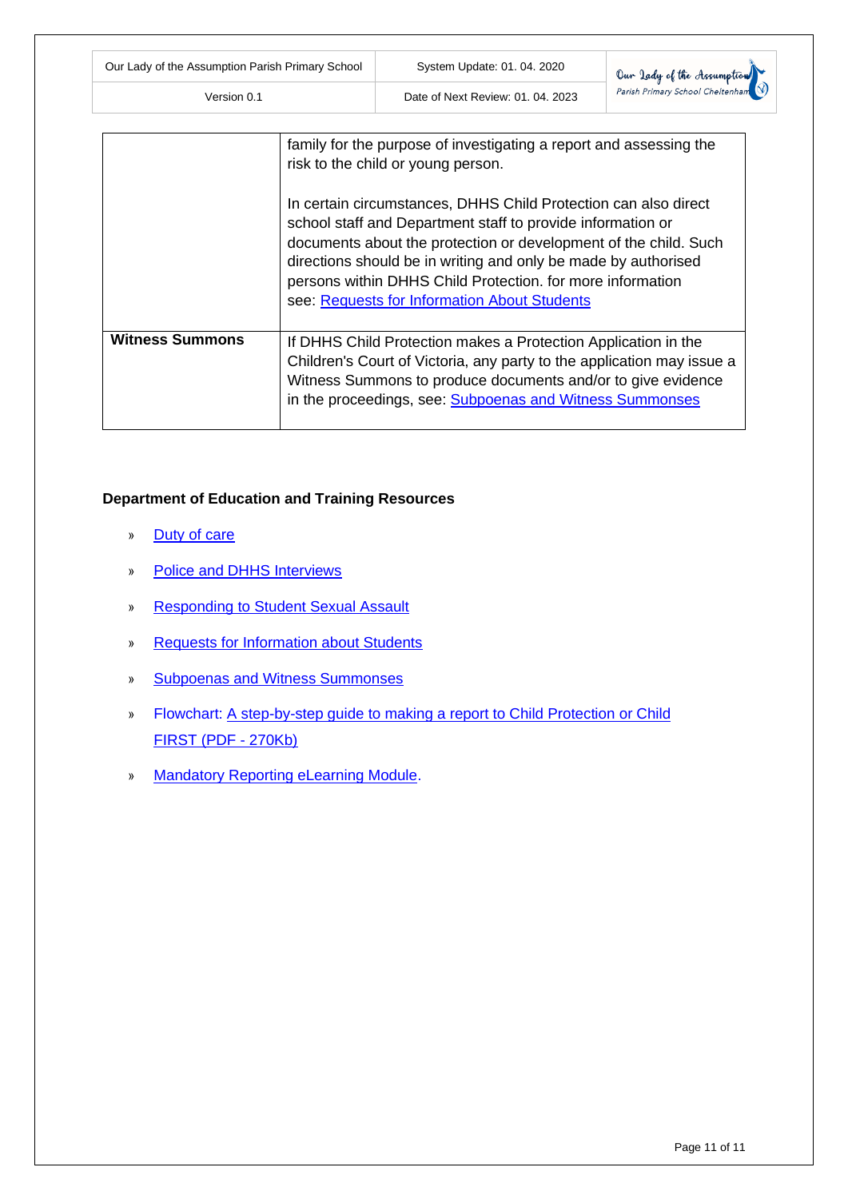| | |
|---|---|
| | family for the purpose of investigating a report and assessing the risk to the child or young person.<br><br>In certain circumstances, DHHS Child Protection can also direct school staff and Department staff to provide information or documents about the protection or development of the child. Such directions should be in writing and only be made by authorised persons within DHHS Child Protection. for more information see: Requests for Information About Students |
| **Witness Summons** | If DHHS Child Protection makes a Protection Application in the Children's Court of Victoria, any party to the application may issue a Witness Summons to produce documents and/or to give evidence in the proceedings, see: Subpoenas and Witness Summonses |

**Department of Education and Training Resources**

» Duty of care

» Police and DHHS Interviews

» Responding to Student Sexual Assault

» Requests for Information about Students

» Subpoenas and Witness Summonses

» Flowchart: A step-by-step guide to making a report to Child Protection or Child FIRST (PDF - 270Kb)

» Mandatory Reporting eLearning Module.